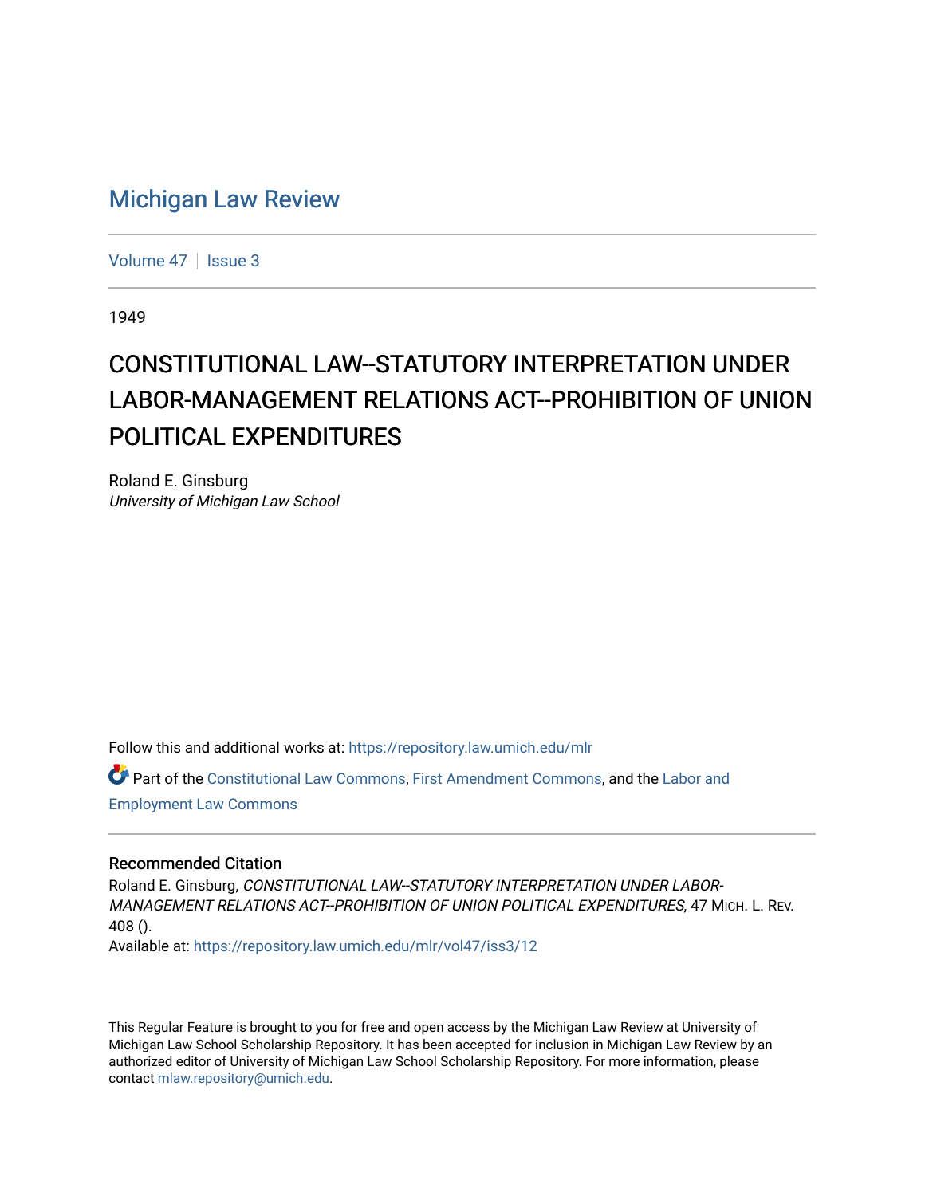# Michigan Law Review

Volume 47 | Issue 3

1949

## CONSTITUTIONAL LAW--STATUTORY INTERPRETATION UNDER LABOR-MANAGEMENT RELATIONS ACT--PROHIBITION OF UNION POLITICAL EXPENDITURES

Roland E. Ginsburg
*University of Michigan Law School*

Follow this and additional works at: https://repository.law.umich.edu/mlr

Part of the Constitutional Law Commons, First Amendment Commons, and the Labor and Employment Law Commons

### Recommended Citation

Roland E. Ginsburg, *CONSTITUTIONAL LAW--STATUTORY INTERPRETATION UNDER LABOR-MANAGEMENT RELATIONS ACT--PROHIBITION OF UNION POLITICAL EXPENDITURES*, 47 MICH. L. REV. 408 ().
Available at: https://repository.law.umich.edu/mlr/vol47/iss3/12

This Regular Feature is brought to you for free and open access by the Michigan Law Review at University of Michigan Law School Scholarship Repository. It has been accepted for inclusion in Michigan Law Review by an authorized editor of University of Michigan Law School Scholarship Repository. For more information, please contact mlaw.repository@umich.edu.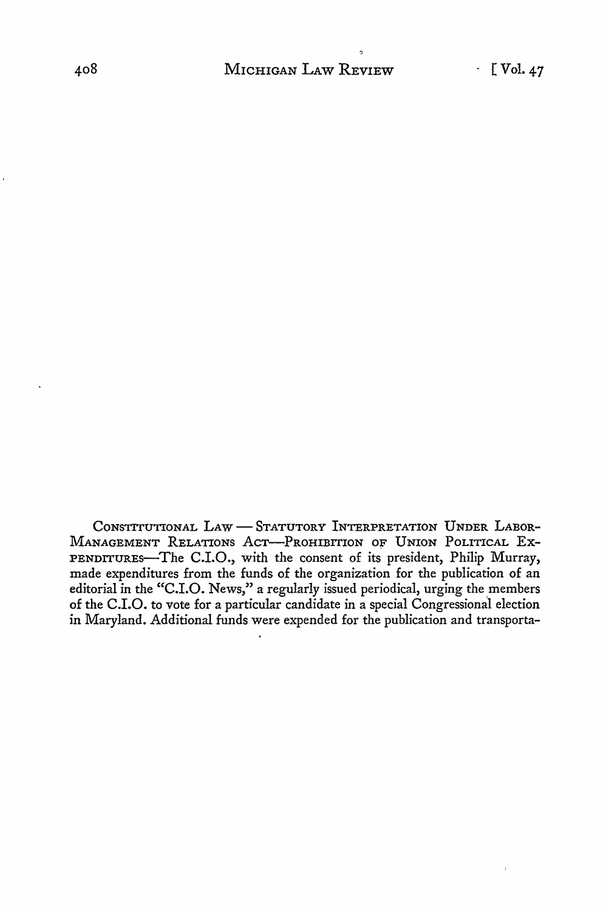CONSTITUTIONAL LAW — STATUTORY INTERPRETATION UNDER LABOR-MANAGEMENT RELATIONS ACT—PROHIBITION OF UNION POLITICAL EXPENDITURES—The C.I.O., with the consent of its president, Philip Murray, made expenditures from the funds of the organization for the publication of an editorial in the "C.I.O. News," a regularly issued periodical, urging the members of the C.I.O. to vote for a particular candidate in a special Congressional election in Maryland. Additional funds were expended for the publication and transporta-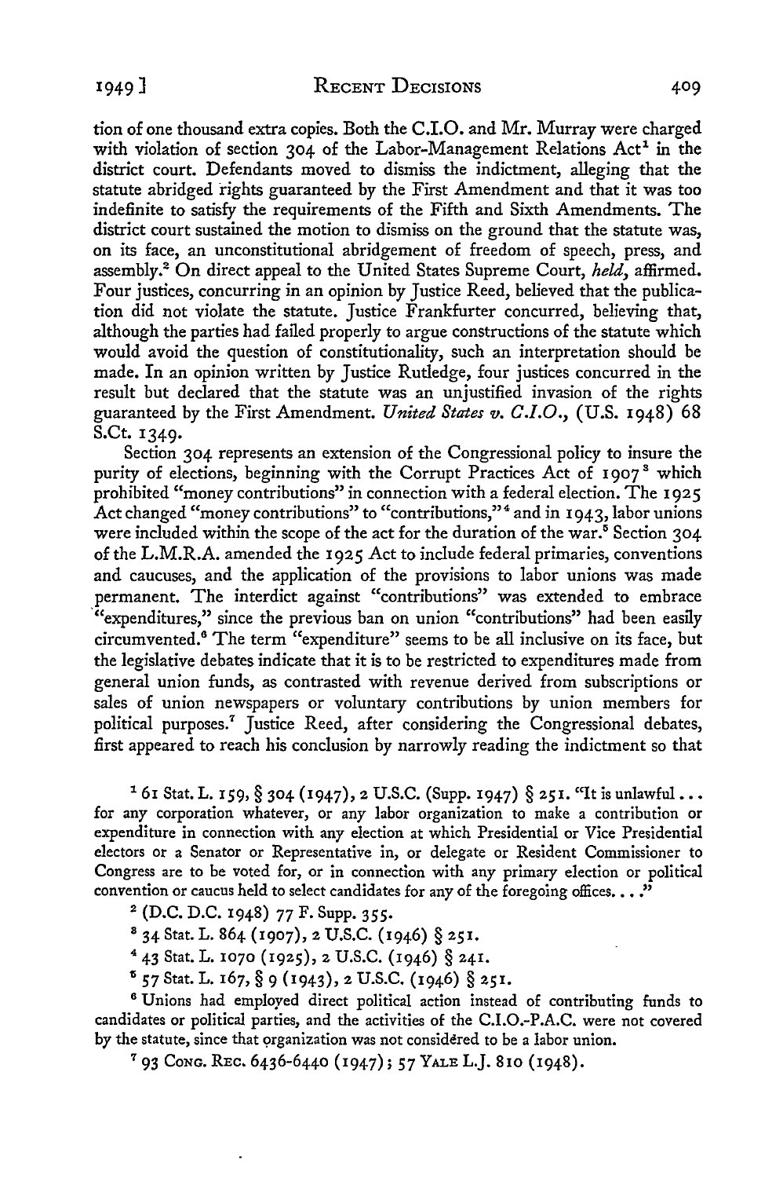tion of one thousand extra copies. Both the C.I.O. and Mr. Murray were charged with violation of section 304 of the Labor-Management Relations Act[1] in the district court. Defendants moved to dismiss the indictment, alleging that the statute abridged rights guaranteed by the First Amendment and that it was too indefinite to satisfy the requirements of the Fifth and Sixth Amendments. The district court sustained the motion to dismiss on the ground that the statute was, on its face, an unconstitutional abridgement of freedom of speech, press, and assembly.[2] On direct appeal to the United States Supreme Court, *held*, affirmed. Four justices, concurring in an opinion by Justice Reed, believed that the publication did not violate the statute. Justice Frankfurter concurred, believing that, although the parties had failed properly to argue constructions of the statute which would avoid the question of constitutionality, such an interpretation should be made. In an opinion written by Justice Rutledge, four justices concurred in the result but declared that the statute was an unjustified invasion of the rights guaranteed by the First Amendment. *United States v. C.I.O.*, (U.S. 1948) 68 S.Ct. 1349.

Section 304 represents an extension of the Congressional policy to insure the purity of elections, beginning with the Corrupt Practices Act of 1907[3] which prohibited "money contributions" in connection with a federal election. The 1925 Act changed "money contributions" to "contributions,"[4] and in 1943, labor unions were included within the scope of the act for the duration of the war.[5] Section 304 of the L.M.R.A. amended the 1925 Act to include federal primaries, conventions and caucuses, and the application of the provisions to labor unions was made permanent. The interdict against "contributions" was extended to embrace "expenditures," since the previous ban on union "contributions" had been easily circumvented.[6] The term "expenditure" seems to be all inclusive on its face, but the legislative debates indicate that it is to be restricted to expenditures made from general union funds, as contrasted with revenue derived from subscriptions or sales of union newspapers or voluntary contributions by union members for political purposes.[7] Justice Reed, after considering the Congressional debates, first appeared to reach his conclusion by narrowly reading the indictment so that

---

[1] 61 Stat. L. 159, § 304 (1947), 2 U.S.C. (Supp. 1947) § 251. "It is unlawful . . . for any corporation whatever, or any labor organization to make a contribution or expenditure in connection with any election at which Presidential or Vice Presidential electors or a Senator or Representative in, or delegate or Resident Commissioner to Congress are to be voted for, or in connection with any primary election or political convention or caucus held to select candidates for any of the foregoing offices. . . ."

[2] (D.C. D.C. 1948) 77 F. Supp. 355.

[3] 34 Stat. L. 864 (1907), 2 U.S.C. (1946) § 251.

[4] 43 Stat. L. 1070 (1925), 2 U.S.C. (1946) § 241.

[5] 57 Stat. L. 167, § 9 (1943), 2 U.S.C. (1946) § 251.

[6] Unions had employed direct political action instead of contributing funds to candidates or political parties, and the activities of the C.I.O.-P.A.C. were not covered by the statute, since that organization was not considered to be a labor union.

[7] 93 Cong. Rec. 6436-6440 (1947); 57 Yale L.J. 810 (1948).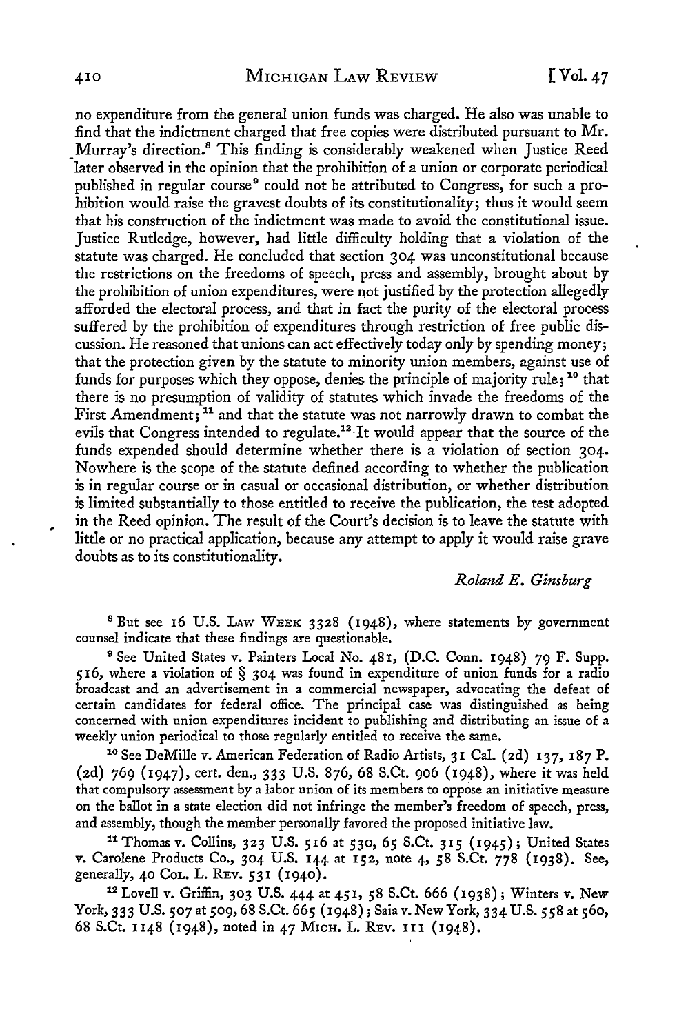no expenditure from the general union funds was charged. He also was unable to find that the indictment charged that free copies were distributed pursuant to Mr. Murray's direction.[8] This finding is considerably weakened when Justice Reed later observed in the opinion that the prohibition of a union or corporate periodical published in regular course[9] could not be attributed to Congress, for such a prohibition would raise the gravest doubts of its constitutionality; thus it would seem that his construction of the indictment was made to avoid the constitutional issue. Justice Rutledge, however, had little difficulty holding that a violation of the statute was charged. He concluded that section 304 was unconstitutional because the restrictions on the freedoms of speech, press and assembly, brought about by the prohibition of union expenditures, were not justified by the protection allegedly afforded the electoral process, and that in fact the purity of the electoral process suffered by the prohibition of expenditures through restriction of free public discussion. He reasoned that unions can act effectively today only by spending money; that the protection given by the statute to minority union members, against use of funds for purposes which they oppose, denies the principle of majority rule;[10] that there is no presumption of validity of statutes which invade the freedoms of the First Amendment;[11] and that the statute was not narrowly drawn to combat the evils that Congress intended to regulate.[12] It would appear that the source of the funds expended should determine whether there is a violation of section 304. Nowhere is the scope of the statute defined according to whether the publication is in regular course or in casual or occasional distribution, or whether distribution is limited substantially to those entitled to receive the publication, the test adopted in the Reed opinion. The result of the Court's decision is to leave the statute with little or no practical application, because any attempt to apply it would raise grave doubts as to its constitutionality.

*Roland E. Ginsburg*

[8] But see 16 U.S. Law Week 3328 (1948), where statements by government counsel indicate that these findings are questionable.

[9] See United States v. Painters Local No. 481, (D.C. Conn. 1948) 79 F. Supp. 516, where a violation of § 304 was found in expenditure of union funds for a radio broadcast and an advertisement in a commercial newspaper, advocating the defeat of certain candidates for federal office. The principal case was distinguished as being concerned with union expenditures incident to publishing and distributing an issue of a weekly union periodical to those regularly entitled to receive the same.

[10] See DeMille v. American Federation of Radio Artists, 31 Cal. (2d) 137, 187 P. (2d) 769 (1947), cert. den., 333 U.S. 876, 68 S.Ct. 906 (1948), where it was held that compulsory assessment by a labor union of its members to oppose an initiative measure on the ballot in a state election did not infringe the member's freedom of speech, press, and assembly, though the member personally favored the proposed initiative law.

[11] Thomas v. Collins, 323 U.S. 516 at 530, 65 S.Ct. 315 (1945); United States v. Carolene Products Co., 304 U.S. 144 at 152, note 4, 58 S.Ct. 778 (1938). See, generally, 40 Col. L. Rev. 531 (1940).

[12] Lovell v. Griffin, 303 U.S. 444 at 451, 58 S.Ct. 666 (1938); Winters v. New York, 333 U.S. 507 at 509, 68 S.Ct. 665 (1948); Saia v. New York, 334 U.S. 558 at 560, 68 S.Ct. 1148 (1948), noted in 47 Mich. L. Rev. 111 (1948).